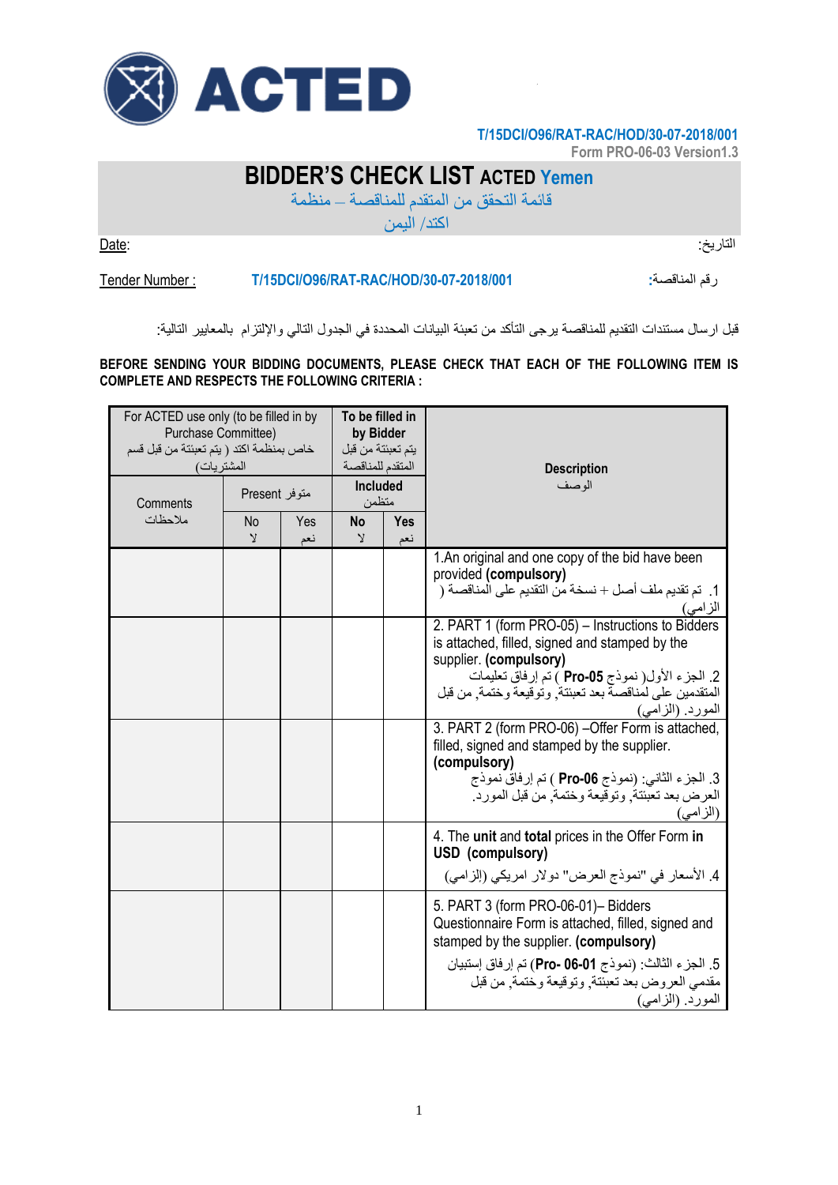ACTED

T/15DCI/O96/RAT-RAC/HOD/30-07-2018/001
Form PRO-06-03 Version1.3

# BIDDER'S CHECK LIST ACTED Yemen

قائمة التحقق من المتقدم للمناقصة – منظمة اكتد/ اليمن

Date: التاريخ:

Tender Number : T/15DCI/O96/RAT-RAC/HOD/30-07-2018/001 رقم المناقصة:

قبل ارسال مستندات التقديم للمناقصة يرجى التأكد من تعبئة البيانات المحددة في الجدول التالي والإلتزام بالمعايير التالية:

**BEFORE SENDING YOUR BIDDING DOCUMENTS, PLEASE CHECK THAT EACH OF THE FOLLOWING ITEM IS COMPLETE AND RESPECTS THE FOLLOWING CRITERIA :**

| For ACTED use only (to be filled in by Purchase Committee) خاص بمنظمة اكتد ( يتم تعبئته من قبل قسم المشتريات) | | | **To be filled in by Bidder** يتم تعبئته من قبل المتقدم للمناقصة | | **Description** الوصف |
|---|---|---|---|---|---|
| Comments ملاحظات | Present متوفر | | **Included** متضمن | | |
| | No لا | Yes نعم | **No** لا | **Yes** نعم | |
| | | | | | 1.An original and one copy of the bid have been provided **(compulsory)** 1. تم تقديم ملف أصل + نسخة من التقديم على المناقصة ( الزامي) |
| | | | | | 2. PART 1 (form PRO-05) – Instructions to Bidders is attached, filled, signed and stamped by the supplier. **(compulsory)** 2. الجزء الأول( نموذج **Pro-05** ) تم إرفاق تعليمات المتقدمين على لمناقصة بعد تعبئتة, وتوقيعة وختمة, من قبل المورد. (الزامي) |
| | | | | | 3. PART 2 (form PRO-06) –Offer Form is attached, filled, signed and stamped by the supplier. **(compulsory)** 3. الجزء الثاني: (نموذج **Pro-06** ) تم إرفاق نموذج العرض بعد تعبئتة, وتوقيعة وختمة, من قبل المورد. (الزامي) |
| | | | | | 4. The **unit** and **total** prices in the Offer Form **in USD (compulsory)** 4. الأسعار في "نموذج العرض" دولار امريكي (إلزامي) |
| | | | | | 5. PART 3 (form PRO-06-01)– Bidders Questionnaire Form is attached, filled, signed and stamped by the supplier. **(compulsory)** 5. الجزء الثالث: (نموذج **Pro- 06-01**) تم إرفاق إستبيان مقدمي العروض بعد تعبئتة, وتوقيعة وختمة, من قبل المورد. (الزامي) |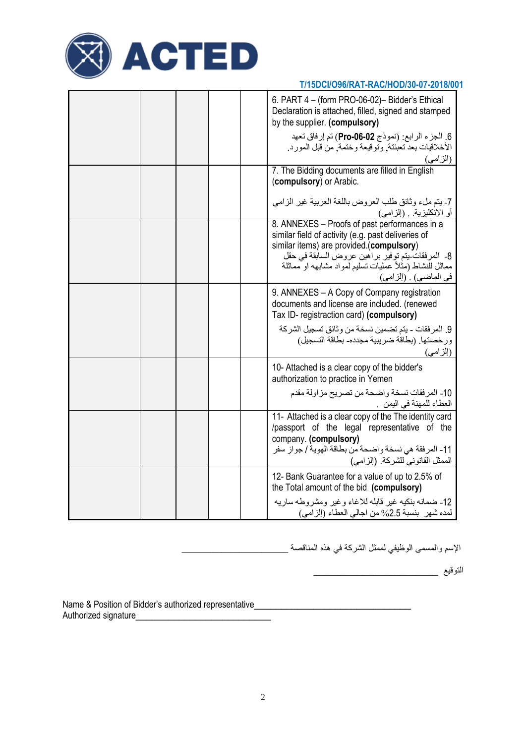T/15DCI/O96/RAT-RAC/HOD/30-07-2018/001

| | | | | | |
|---|---|---|---|---|---|
| | | | | | 6. PART 4 – (form PRO-06-02)– Bidder's Ethical Declaration is attached, filled, signed and stamped by the supplier. **(compulsory)**<br>6. الجزء الرابع: (نموذج **Pro-06-02**) تم إرفاق تعهد الأخلاقيات بعد تعبئته, وتوقيعه وختمة, من قبل المورد. (الزامي) |
| | | | | | 7. The Bidding documents are filled in English (**compulsory**) or Arabic.<br>7- يتم ملء وثائق طلب العروض باللغة العربية غير الزامي أو الإنكليزية . (الزامي) |
| | | | | | 8. ANNEXES – Proofs of past performances in a similar field of activity (e.g. past deliveries of similar items) are provided.(**compulsory**)<br>8- المرفقات-يتم توفير براهين عروض السابقة في حقل مماثل للنشاط (مثلاً عمليات تسليم لمواد مشابهه او مماثلة في الماضي) . (الزامي) |
| | | | | | 9. ANNEXES – A Copy of Company registration documents and license are included. (renewed Tax ID- registration card) **(compulsory)**<br>9. المرفقات - يتم تضمين نسخة من وثائق تسجيل الشركة ورخصتها. (بطاقة ضريبية مجدده- بطاقة التسجيل) (الزامي) |
| | | | | | 10- Attached is a clear copy of the bidder's authorization to practice in Yemen<br>10- المرفقات نسخة واضحة من تصريح مزاولة مقدم العطاء للمهنة في اليمن . |
| | | | | | 11- Attached is a clear copy of the The identity card /passport of the legal representative of the company. **(compulsory)**<br>11- المرفقة هي نسخة واضحة من بطاقة الهوية / جواز سفر الممثل القانوني للشركة. (إلزامي) |
| | | | | | 12- Bank Guarantee for a value of up to 2.5% of the Total amount of the bid **(compulsory)**<br>12- ضمانه بنكيه غير قابله للالغاء وغير ومشروطه ساريه لمده شهر بنسبة 2.5% من اجالي العطاء (إلزامي) |

الإسم والمسمى الوظيفي لممثل الشركة في هذه المناقصة ______________________

التوقيع _________________________

Name & Position of Bidder's authorized representative_________________________________

Authorized signature____________________________